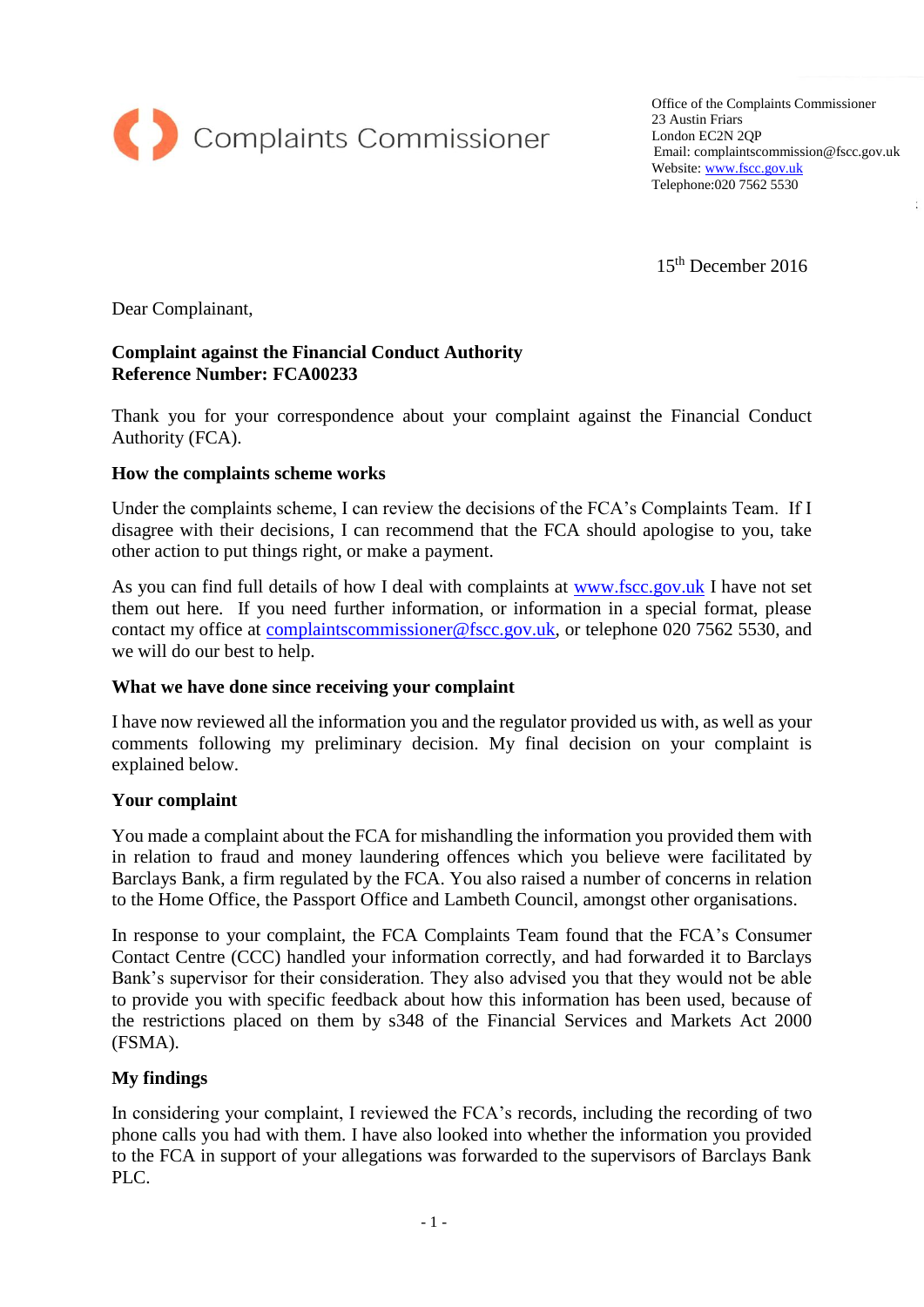Complaints Commissioner

Office of the Complaints Commissioner
23 Austin Friars
London EC2N 2QP
Email: complaintscommission@fscc.gov.uk
Website: www.fscc.gov.uk
Telephone:020 7562 5530

15th December 2016

Dear Complainant,

**Complaint against the Financial Conduct Authority**
**Reference Number: FCA00233**

Thank you for your correspondence about your complaint against the Financial Conduct Authority (FCA).

**How the complaints scheme works**

Under the complaints scheme, I can review the decisions of the FCA's Complaints Team. If I disagree with their decisions, I can recommend that the FCA should apologise to you, take other action to put things right, or make a payment.

As you can find full details of how I deal with complaints at www.fscc.gov.uk I have not set them out here. If you need further information, or information in a special format, please contact my office at complaintscommissioner@fscc.gov.uk, or telephone 020 7562 5530, and we will do our best to help.

**What we have done since receiving your complaint**

I have now reviewed all the information you and the regulator provided us with, as well as your comments following my preliminary decision. My final decision on your complaint is explained below.

**Your complaint**

You made a complaint about the FCA for mishandling the information you provided them with in relation to fraud and money laundering offences which you believe were facilitated by Barclays Bank, a firm regulated by the FCA. You also raised a number of concerns in relation to the Home Office, the Passport Office and Lambeth Council, amongst other organisations.

In response to your complaint, the FCA Complaints Team found that the FCA's Consumer Contact Centre (CCC) handled your information correctly, and had forwarded it to Barclays Bank's supervisor for their consideration. They also advised you that they would not be able to provide you with specific feedback about how this information has been used, because of the restrictions placed on them by s348 of the Financial Services and Markets Act 2000 (FSMA).

**My findings**

In considering your complaint, I reviewed the FCA's records, including the recording of two phone calls you had with them. I have also looked into whether the information you provided to the FCA in support of your allegations was forwarded to the supervisors of Barclays Bank PLC.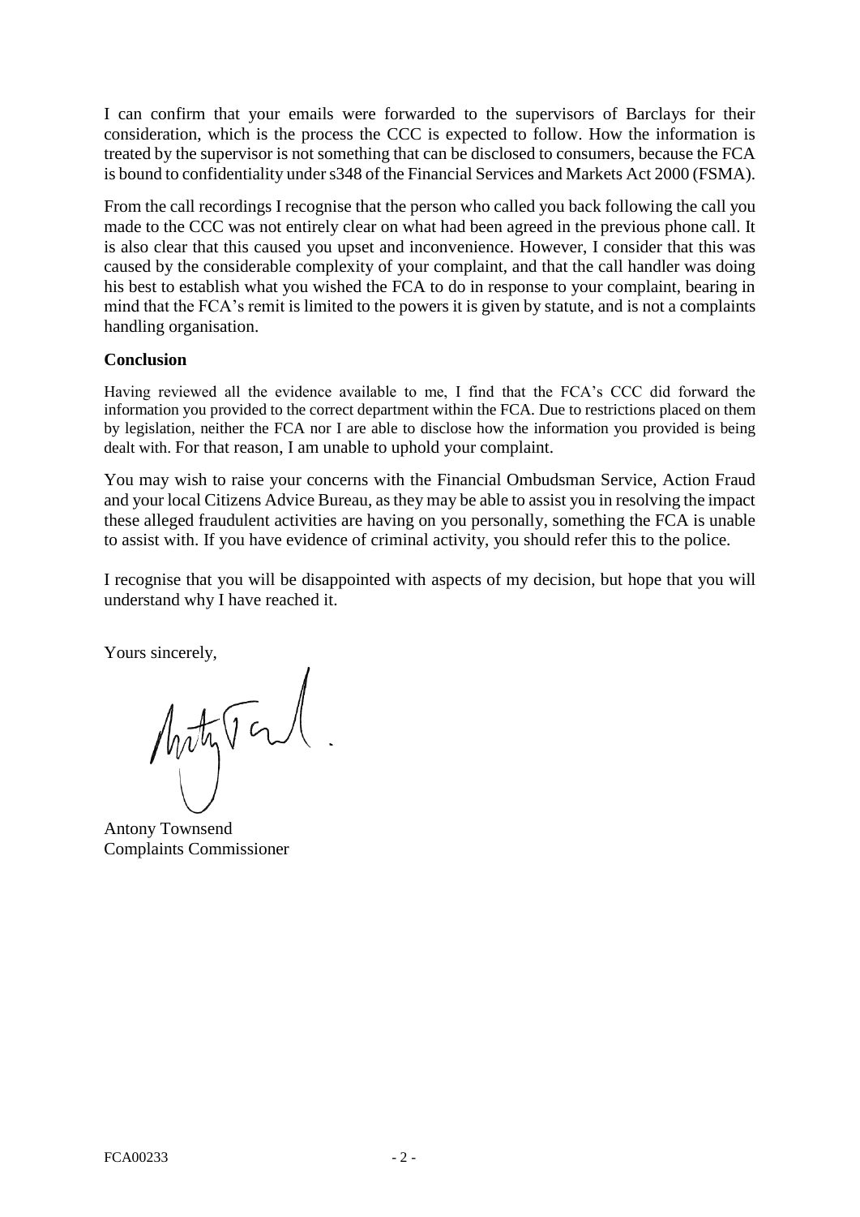I can confirm that your emails were forwarded to the supervisors of Barclays for their consideration, which is the process the CCC is expected to follow. How the information is treated by the supervisor is not something that can be disclosed to consumers, because the FCA is bound to confidentiality under s348 of the Financial Services and Markets Act 2000 (FSMA).

From the call recordings I recognise that the person who called you back following the call you made to the CCC was not entirely clear on what had been agreed in the previous phone call. It is also clear that this caused you upset and inconvenience. However, I consider that this was caused by the considerable complexity of your complaint, and that the call handler was doing his best to establish what you wished the FCA to do in response to your complaint, bearing in mind that the FCA's remit is limited to the powers it is given by statute, and is not a complaints handling organisation.

**Conclusion**

Having reviewed all the evidence available to me, I find that the FCA's CCC did forward the information you provided to the correct department within the FCA. Due to restrictions placed on them by legislation, neither the FCA nor I are able to disclose how the information you provided is being dealt with. For that reason, I am unable to uphold your complaint.

You may wish to raise your concerns with the Financial Ombudsman Service, Action Fraud and your local Citizens Advice Bureau, as they may be able to assist you in resolving the impact these alleged fraudulent activities are having on you personally, something the FCA is unable to assist with. If you have evidence of criminal activity, you should refer this to the police.

I recognise that you will be disappointed with aspects of my decision, but hope that you will understand why I have reached it.

Yours sincerely,

Antony Townsend
Complaints Commissioner

FCA00233